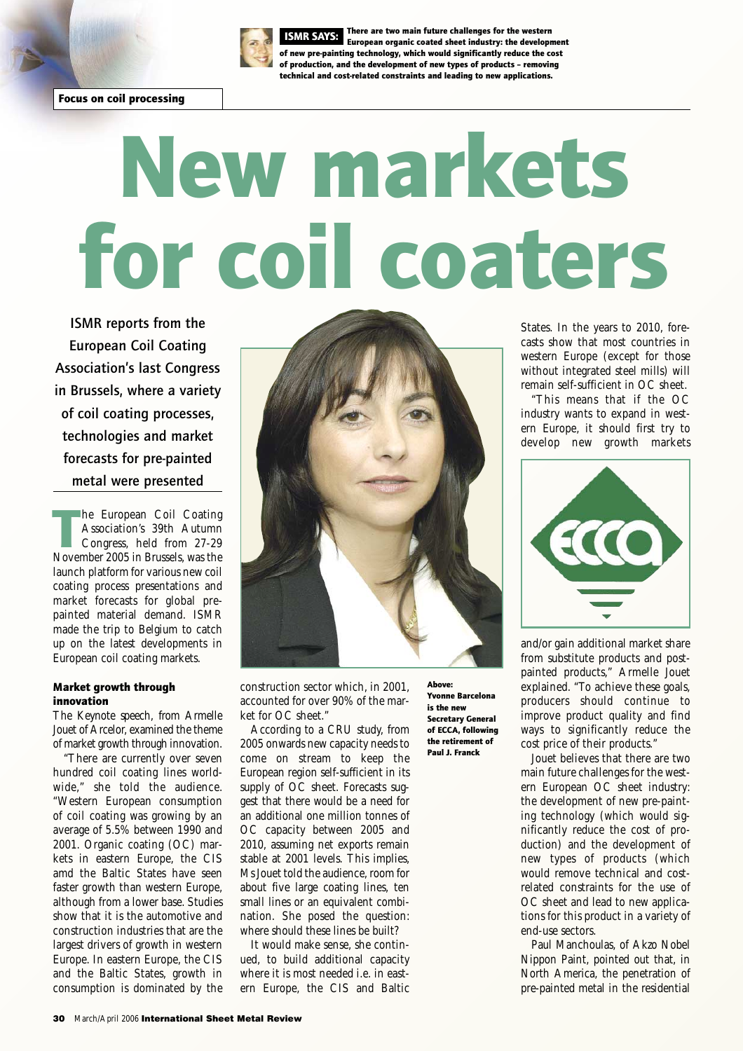**ISMR SAYS:** There are two main future challenges for the western European organic coated sheet industry: the development of new pre-painting technology, which would significantly reduce the cost of production, and the development of new types of products – removing technical and cost-related constraints and leading to new applications.

**Focus on coil processing**

# New markets for coil coaters

**ISMR reports from the European Coil Coating Association's last Congress in Brussels, where a variety of coil coating processes, technologies and market forecasts for pre-painted metal were presented**

The European Coil Coating Association's 39th Autumn Congress, held from 27-29 November 2005 in Brussels, was the launch platform for various new coil coating process presentations and market forecasts for global pre-painted material demand. ISMR made the trip to Belgium to catch up on the latest developments in European coil coating markets.

### Market growth through innovation

The Keynote speech, from Armelle Jouet of Arcelor, examined the theme of market growth through innovation.

"There are currently over seven hundred coil coating lines worldwide," she told the audience. "Western European consumption of coil coating was growing by an average of 5.5% between 1990 and 2001. Organic coating (OC) markets in eastern Europe, the CIS amd the Baltic States have seen faster growth than western Europe, although from a lower base. Studies show that it is the automotive and construction industries that are the largest drivers of growth in western Europe. In eastern Europe, the CIS and the Baltic States, growth in consumption is dominated by the construction sector which, in 2001, accounted for over 90% of the market for OC sheet."

According to a CRU study, from 2005 onwards new capacity needs to come on stream to keep the European region self-sufficient in its supply of OC sheet. Forecasts suggest that there would be a need for an additional one million tonnes of OC capacity between 2005 and 2010, assuming net exports remain stable at 2001 levels. This implies, Ms Jouet told the audience, room for about five large coating lines, ten small lines or an equivalent combination. She posed the question: where should these lines be built?

It would make sense, she continued, to build additional capacity where it is most needed i.e. in eastern Europe, the CIS and Baltic States. In the years to 2010, forecasts show that most countries in western Europe (except for those without integrated steel mills) will remain self-sufficient in OC sheet.

**Above: Yvonne Barcelona is the new Secretary General of ECCA, following the retirement of Paul J. Franck**

"This means that if the OC industry wants to expand in western Europe, it should first try to develop new growth markets and/or gain additional market share from substitute products and post-painted products," Armelle Jouet explained. "To achieve these goals, producers should continue to improve product quality and find ways to significantly reduce the cost price of their products."

Jouet believes that there are two main future challenges for the western European OC sheet industry: the development of new pre-painting technology (which would significantly reduce the cost of production) and the development of new types of products (which would remove technical and cost-related constraints for the use of OC sheet and lead to new applications for this product in a variety of end-use sectors.

Paul Manchoulas, of Akzo Nobel Nippon Paint, pointed out that, in North America, the penetration of pre-painted metal in the residential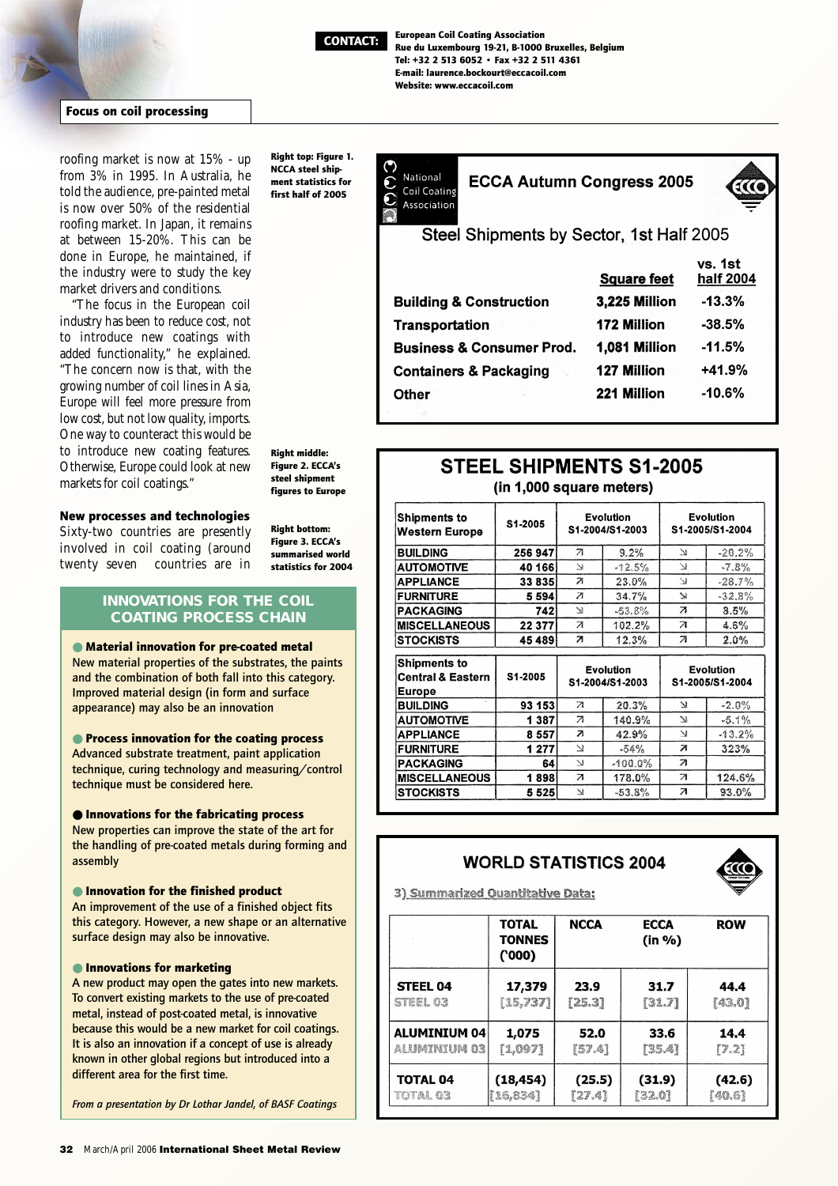**CONTACT:** European Coil Coating Association
Rue du Luxembourg 19-21, B-1000 Bruxelles, Belgium
Tel: +32 2 513 6052 • Fax +32 2 511 4361
E-mail: laurence.bockourt@eccacoil.com
Website: www.eccacoil.com

**Focus on coil processing**

roofing market is now at 15% - up from 3% in 1995. In Australia, he told the audience, pre-painted metal is now over 50% of the residential roofing market. In Japan, it remains at between 15-20%. This can be done in Europe, he maintained, if the industry were to study the key market drivers and conditions.

"The focus in the European coil industry has been to reduce cost, not to introduce new coatings with added functionality," he explained. "The concern now is that, with the growing number of coil lines in Asia, Europe will feel more pressure from low cost, but not low quality, imports. One way to counteract this would be to introduce new coating features. Otherwise, Europe could look at new markets for coil coatings."

### New processes and technologies

Sixty-two countries are presently involved in coil coating (around twenty seven countries are in

## INNOVATIONS FOR THE COIL COATING PROCESS CHAIN

- **Material innovation for pre-coated metal**
  New material properties of the substrates, the paints and the combination of both fall into this category. Improved material design (in form and surface appearance) may also be an innovation

- **Process innovation for the coating process**
  Advanced substrate treatment, paint application technique, curing technology and measuring/control technique must be considered here.

- **Innovations for the fabricating process**
  New properties can improve the state of the art for the handling of pre-coated metals during forming and assembly

- **Innovation for the finished product**
  An improvement of the use of a finished object fits this category. However, a new shape or an alternative surface design may also be innovative.

- **Innovations for marketing**
  A new product may open the gates into new markets. To convert existing markets to the use of pre-coated metal, instead of post-coated metal, is innovative because this would be a new market for coil coatings. It is also an innovation if a concept of use is already known in other global regions but introduced into a different area for the first time.

*From a presentation by Dr Lothar Jandel, of BASF Coatings*

**Right top: Figure 1. NCCA steel shipment statistics for first half of 2005**

**Right middle: Figure 2. ECCA's steel shipment figures to Europe**

**Right bottom: Figure 3. ECCA's summarised world statistics for 2004**

National Coil Coating Association

**ECCA Autumn Congress 2005**

Steel Shipments by Sector, 1st Half 2005

| | Square feet | vs. 1st half 2004 |
|---|---|---|
| Building & Construction | 3,225 Million | -13.3% |
| Transportation | 172 Million | -38.5% |
| Business & Consumer Prod. | 1,081 Million | -11.5% |
| Containers & Packaging | 127 Million | +41.9% |
| Other | 221 Million | -10.6% |

**STEEL SHIPMENTS S1-2005**
**(in 1,000 square meters)**

| Shipments to Western Europe | S1-2005 | Evolution S1-2004/S1-2003 | | Evolution S1-2005/S1-2004 | |
|---|---|---|---|---|---|
| BUILDING | 256 947 | ↗ | 9.2% | ↘ | -20.2% |
| AUTOMOTIVE | 40 166 | ↘ | -12.5% | ↘ | -7.8% |
| APPLIANCE | 33 835 | ↗ | 23.0% | ↘ | -28.7% |
| FURNITURE | 5 594 | ↗ | 34.7% | ↘ | -32.8% |
| PACKAGING | 742 | ↘ | -53.8% | ↗ | 8.5% |
| MISCELLANEOUS | 22 377 | ↗ | 102.2% | ↗ | 4.6% |
| STOCKISTS | 45 489 | ↗ | 12.3% | ↗ | 2.0% |

| Shipments to Central & Eastern Europe | S1-2005 | Evolution S1-2004/S1-2003 | | Evolution S1-2005/S1-2004 | |
|---|---|---|---|---|---|
| BUILDING | 93 153 | ↗ | 20.3% | ↘ | -2.0% |
| AUTOMOTIVE | 1 387 | ↗ | 140.9% | ↘ | -5.1% |
| APPLIANCE | 8 557 | ↗ | 42.9% | ↘ | -13.2% |
| FURNITURE | 1 277 | ↘ | -54% | ↗ | 323% |
| PACKAGING | 64 | ↘ | -100.0% | ↗ | |
| MISCELLANEOUS | 1 898 | ↗ | 178.0% | ↗ | 124.6% |
| STOCKISTS | 5 525 | ↘ | -53.8% | ↗ | 93.0% |

**WORLD STATISTICS 2004**

3) Summarized Quantitative Data:

| | TOTAL TONNES ('000) | NCCA | ECCA (in %) | ROW |
|---|---|---|---|---|
| STEEL 04 | 17,379 | 23.9 | 31.7 | 44.4 |
| STEEL 03 | [15,737] | [25.3] | [31.7] | [43.0] |
| ALUMINIUM 04 | 1,075 | 52.0 | 33.6 | 14.4 |
| ALUMINIUM 03 | [1,097] | [57.4] | [35.4] | [7.2] |
| TOTAL 04 | (18,454) | (25.5) | (31.9) | (42.6) |
| TOTAL 03 | [16,834] | [27.4] | [32.0] | [40.6] |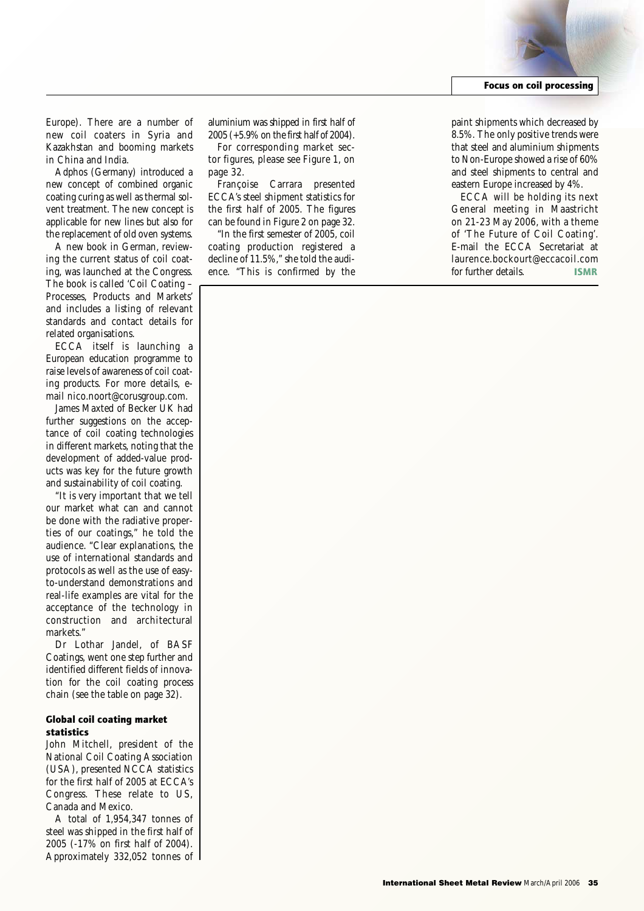Europe). There are a number of new coil coaters in Syria and Kazakhstan and booming markets in China and India.

Adphos (Germany) introduced a new concept of combined organic coating curing as well as thermal solvent treatment. The new concept is applicable for new lines but also for the replacement of old oven systems.

A new book in German, reviewing the current status of coil coating, was launched at the Congress. The book is called 'Coil Coating – Processes, Products and Markets' and includes a listing of relevant standards and contact details for related organisations.

ECCA itself is launching a European education programme to raise levels of awareness of coil coating products. For more details, e-mail nico.noort@corusgroup.com.

James Maxted of Becker UK had further suggestions on the acceptance of coil coating technologies in different markets, noting that the development of added-value products was key for the future growth and sustainability of coil coating.

"It is very important that we tell our market what can and cannot be done with the radiative properties of our coatings," he told the audience. "Clear explanations, the use of international standards and protocols as well as the use of easy-to-understand demonstrations and real-life examples are vital for the acceptance of the technology in construction and architectural markets."

Dr Lothar Jandel, of BASF Coatings, went one step further and identified different fields of innovation for the coil coating process chain (see the table on page 32).

### Global coil coating market statistics

John Mitchell, president of the National Coil Coating Association (USA), presented NCCA statistics for the first half of 2005 at ECCA's Congress. These relate to US, Canada and Mexico.

A total of 1,954,347 tonnes of steel was shipped in the first half of 2005 (-17% on first half of 2004). Approximately 332,052 tonnes of aluminium was shipped in first half of 2005 (+5.9% on the first half of 2004).

For corresponding market sector figures, please see Figure 1, on page 32.

Françoise Carrara presented ECCA's steel shipment statistics for the first half of 2005. The figures can be found in Figure 2 on page 32.

"In the first semester of 2005, coil coating production registered a decline of 11.5%," she told the audience. "This is confirmed by the paint shipments which decreased by 8.5%. The only positive trends were that steel and aluminium shipments to Non-Europe showed a rise of 60% and steel shipments to central and eastern Europe increased by 4%.

ECCA will be holding its next General meeting in Maastricht on 21-23 May 2006, with a theme of 'The Future of Coil Coating'. E-mail the ECCA Secretariat at laurence.bockourt@eccacoil.com for further details. **ISMR**